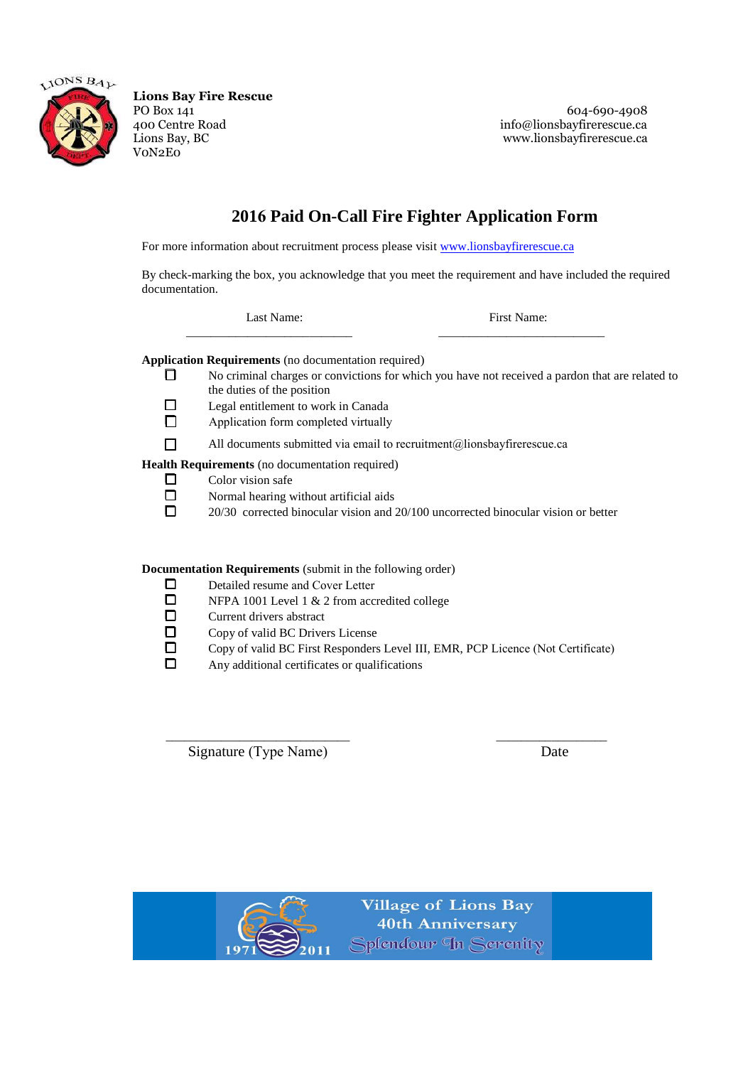**Lions Bay Fire Rescue**
PO Box 141
400 Centre Road
Lions Bay, BC
V0N2E0

604-690-4908
info@lionsbayfirerescue.ca
www.lionsbayfirerescue.ca

# 2016 Paid On-Call Fire Fighter Application Form

For more information about recruitment process please visit [www.lionsbayfirerescue.ca](http://www.lionsbayfirerescue.ca)

By check-marking the box, you acknowledge that you meet the requirement and have included the required documentation.

Last Name: ___________________________ First Name: ___________________________

**Application Requirements** (no documentation required)

- ☐ No criminal charges or convictions for which you have not received a pardon that are related to the duties of the position
- ☐ Legal entitlement to work in Canada
- ☐ Application form completed virtually
- ☐ All documents submitted via email to recruitment@lionsbayfirerescue.ca

**Health Requirements** (no documentation required)

- ☐ Color vision safe
- ☐ Normal hearing without artificial aids
- ☐ 20/30 corrected binocular vision and 20/100 uncorrected binocular vision or better

**Documentation Requirements** (submit in the following order)

- ☐ Detailed resume and Cover Letter
- ☐ NFPA 1001 Level 1 & 2 from accredited college
- ☐ Current drivers abstract
- ☐ Copy of valid BC Drivers License
- ☐ Copy of valid BC First Responders Level III, EMR, PCP Licence (Not Certificate)
- ☐ Any additional certificates or qualifications

___________________________ Signature (Type Name)

_________________ Date

Village of Lions Bay
40th Anniversary
1971 2011
Splendour In Serenity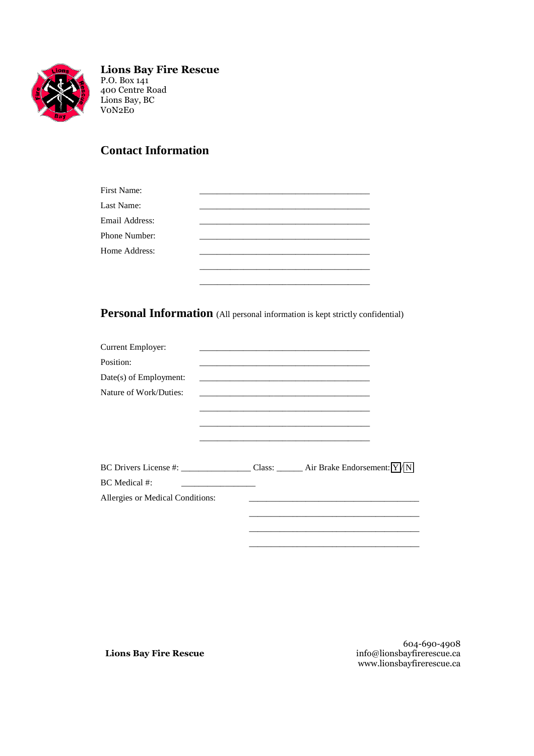**Lions Bay Fire Rescue**
P.O. Box 141
400 Centre Road
Lions Bay, BC
V0N2E0

## Contact Information

First Name: ______________________________________

Last Name: ______________________________________

Email Address: ______________________________________

Phone Number: ______________________________________

Home Address: ______________________________________

______________________________________

______________________________________

## Personal Information (All personal information is kept strictly confidential)

Current Employer: ______________________________________

Position: ______________________________________

Date(s) of Employment: ______________________________________

Nature of Work/Duties: ______________________________________

______________________________________

______________________________________

______________________________________

BC Drivers License #: ________________ Class: ______ Air Brake Endorsement: Y/N

BC Medical #: _________________

Allergies or Medical Conditions: ______________________________________

______________________________________

______________________________________

______________________________________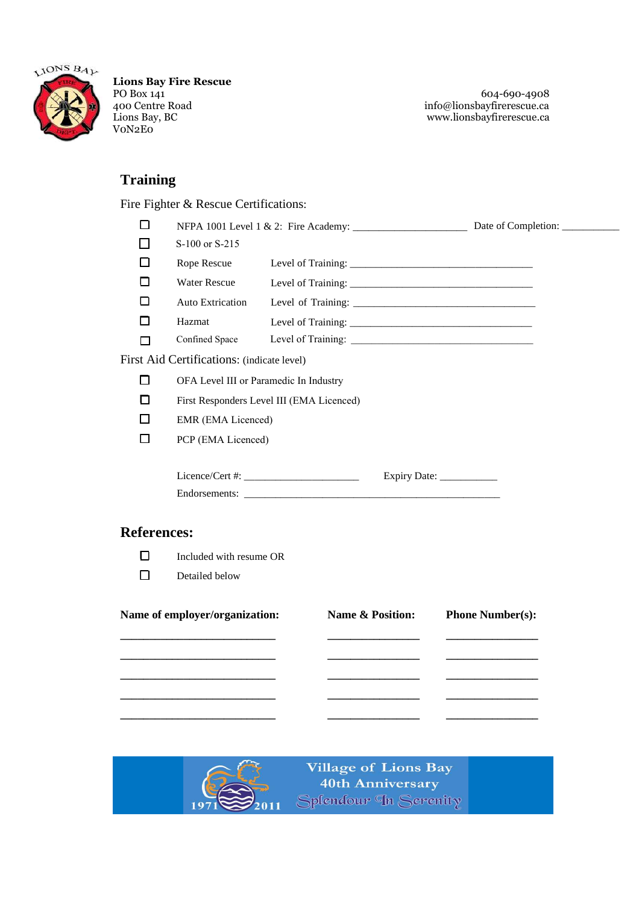**Lions Bay Fire Rescue**
PO Box 141
400 Centre Road
Lions Bay, BC
V0N2E0

604-690-4908
info@lionsbayfirerescue.ca
www.lionsbayfirerescue.ca

## Training

Fire Fighter & Rescue Certifications:

- ☐ NFPA 1001 Level 1 & 2: Fire Academy: _____________________ Date of Completion: ___________
- ☐ S-100 or S-215
- ☐ Rope Rescue Level of Training: __________________________________
- ☐ Water Rescue Level of Training: __________________________________
- ☐ Auto Extrication Level of Training: __________________________________
- ☐ Hazmat Level of Training: __________________________________
- ☐ Confined Space Level of Training: __________________________________

First Aid Certifications: (indicate level)

- ☐ OFA Level III or Paramedic In Industry
- ☐ First Responders Level III (EMA Licenced)
- ☐ EMR (EMA Licenced)
- ☐ PCP (EMA Licenced)

Licence/Cert #: _____________________ Expiry Date: ___________

Endorsements: ________________________________________________

## References:

- ☐ Included with resume OR
- ☐ Detailed below

| Name of employer/organization: | Name & Position: | Phone Number(s): |
|---|---|---|
| _____________________________ | _________________ | _________________ |
| _____________________________ | _________________ | _________________ |
| _____________________________ | _________________ | _________________ |
| _____________________________ | _________________ | _________________ |
| _____________________________ | _________________ | _________________ |

1971 2011
Village of Lions Bay
40th Anniversary
Splendour In Serenity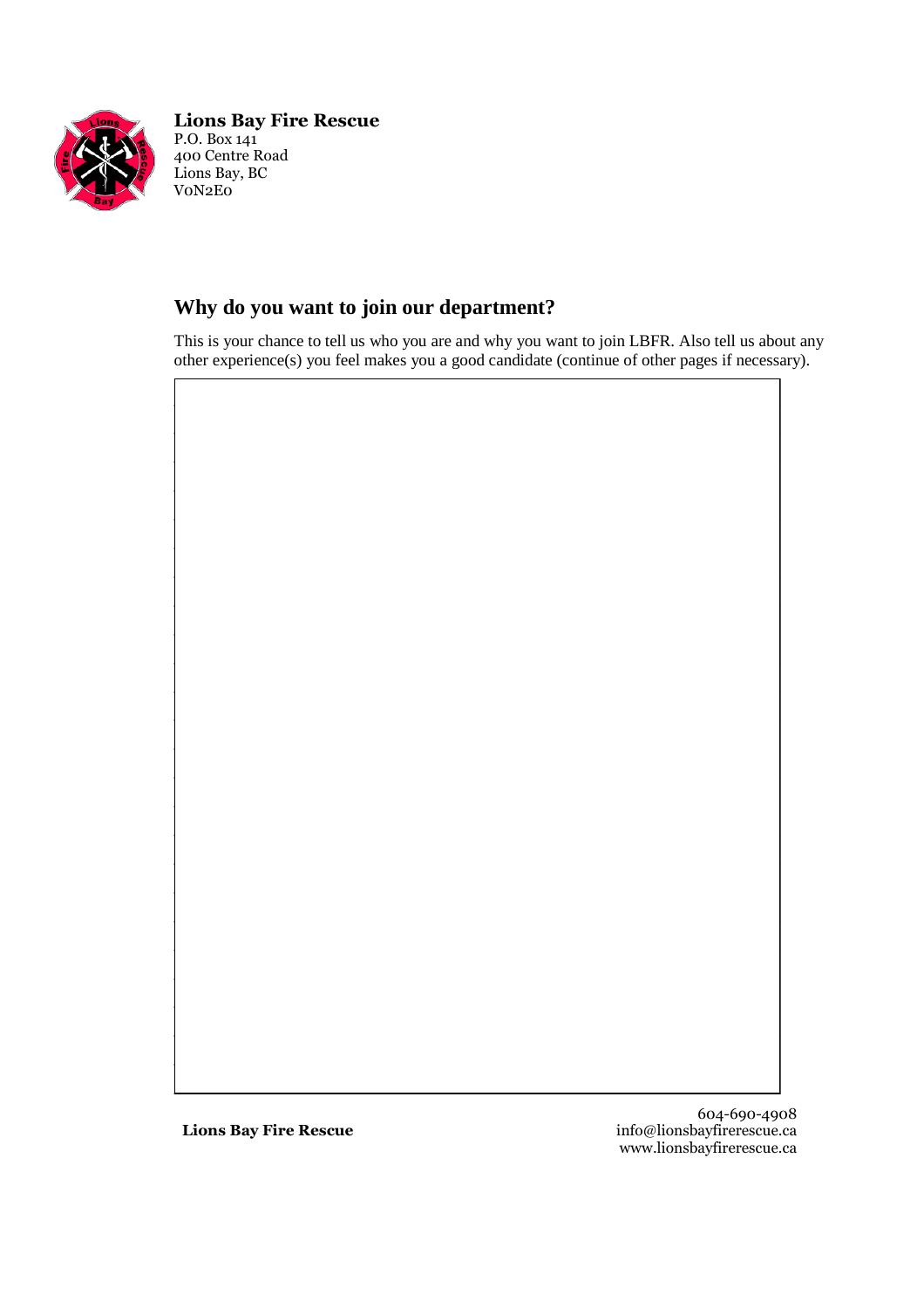**Lions Bay Fire Rescue**
P.O. Box 141
400 Centre Road
Lions Bay, BC
V0N2E0

## Why do you want to join our department?

This is your chance to tell us who you are and why you want to join LBFR. Also tell us about any other experience(s) you feel makes you a good candidate (continue of other pages if necessary).

**Lions Bay Fire Rescue**

604-690-4908
info@lionsbayfirerescue.ca
www.lionsbayfirerescue.ca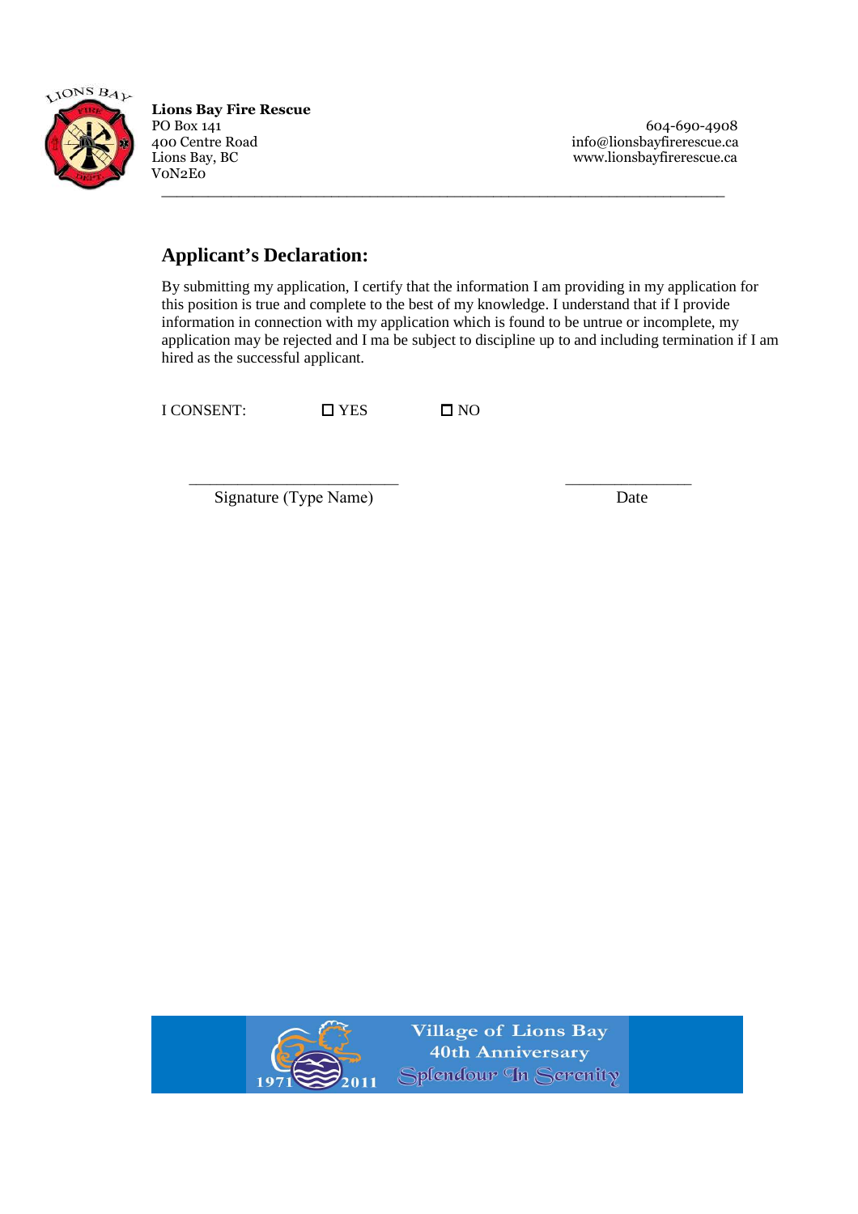**Lions Bay Fire Rescue**
PO Box 141
400 Centre Road
Lions Bay, BC
V0N2E0

604-690-4908
info@lionsbayfirerescue.ca
www.lionsbayfirerescue.ca

## Applicant's Declaration:

By submitting my application, I certify that the information I am providing in my application for this position is true and complete to the best of my knowledge. I understand that if I provide information in connection with my application which is found to be untrue or incomplete, my application may be rejected and I ma be subject to discipline up to and including termination if I am hired as the successful applicant.

I CONSENT: ☐ YES ☐ NO

_________________________
Signature (Type Name)

_______________
Date

Village of Lions Bay
40th Anniversary
Splendour In Serenity
1971 2011